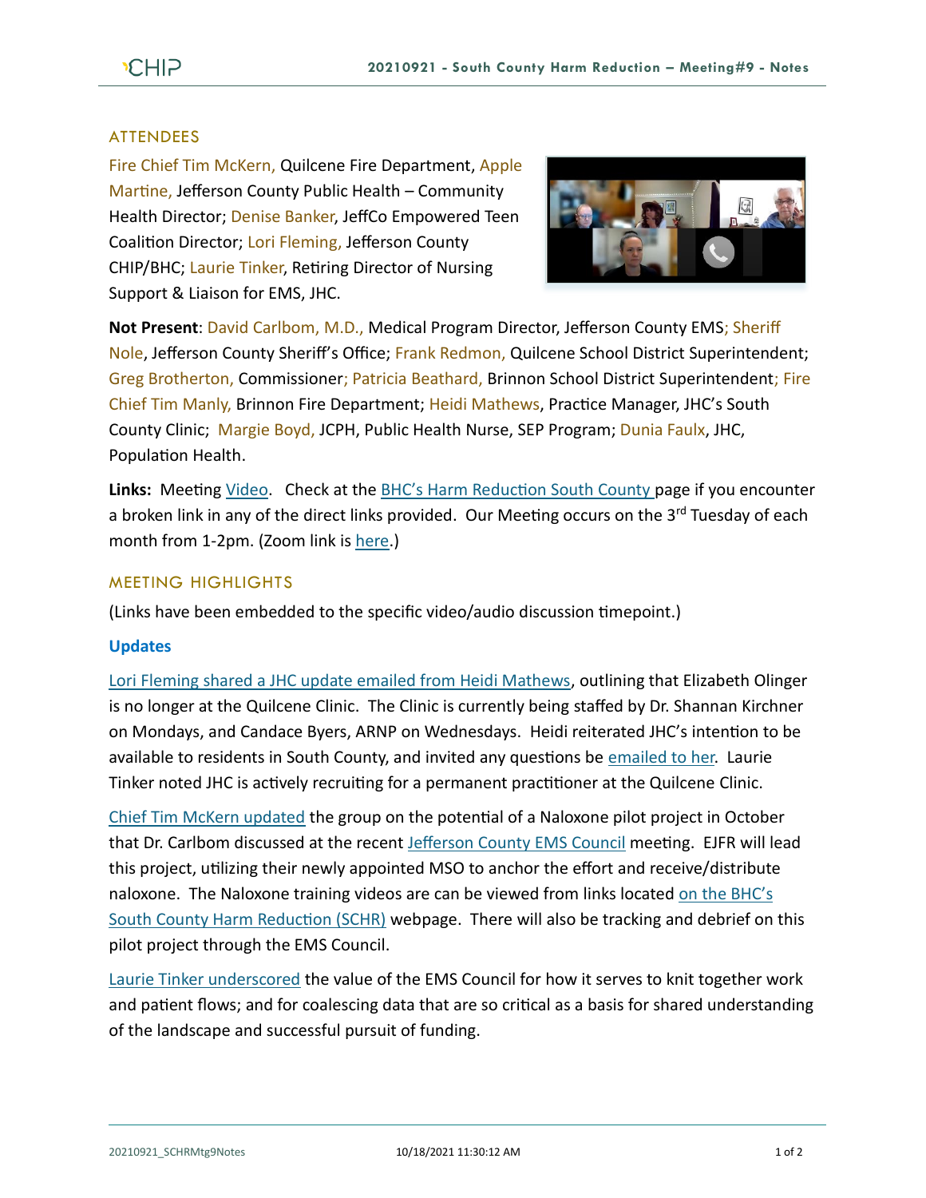## ATTENDEES

Fire Chief Tim McKern, Quilcene Fire Department, Apple Martine, Jefferson County Public Health – Community Health Director; Denise Banker, JeffCo Empowered Teen Coalition Director; Lori Fleming, Jefferson County CHIP/BHC; Laurie Tinker, Retiring Director of Nursing Support & Liaison for EMS, JHC.

**Not Present**: David Carlbom, M.D., Medical Program Director, Jefferson County EMS; Sheriff Nole, Jefferson County Sheriff's Office; Frank Redmon, Quilcene School District Superintendent; Greg Brotherton, Commissioner; Patricia Beathard, Brinnon School District Superintendent; Fire Chief Tim Manly, Brinnon Fire Department; Heidi Mathews, Practice Manager, JHC's South County Clinic; Margie Boyd, JCPH, Public Health Nurse, SEP Program; Dunia Faulx, JHC, Population Health.

**Links:** Meeting Video. Check at the BHC's Harm Reduction South County page if you encounter a broken link in any of the direct links provided. Our Meeting occurs on the 3rd Tuesday of each month from 1-2pm. (Zoom link is here.)

## MEETING HIGHLIGHTS

(Links have been embedded to the specific video/audio discussion timepoint.)

### Updates

Lori Fleming shared a JHC update emailed from Heidi Mathews, outlining that Elizabeth Olinger is no longer at the Quilcene Clinic. The Clinic is currently being staffed by Dr. Shannan Kirchner on Mondays, and Candace Byers, ARNP on Wednesdays. Heidi reiterated JHC's intention to be available to residents in South County, and invited any questions be emailed to her. Laurie Tinker noted JHC is actively recruiting for a permanent practitioner at the Quilcene Clinic.

Chief Tim McKern updated the group on the potential of a Naloxone pilot project in October that Dr. Carlbom discussed at the recent Jefferson County EMS Council meeting. EJFR will lead this project, utilizing their newly appointed MSO to anchor the effort and receive/distribute naloxone. The Naloxone training videos are can be viewed from links located on the BHC's South County Harm Reduction (SCHR) webpage. There will also be tracking and debrief on this pilot project through the EMS Council.

Laurie Tinker underscored the value of the EMS Council for how it serves to knit together work and patient flows; and for coalescing data that are so critical as a basis for shared understanding of the landscape and successful pursuit of funding.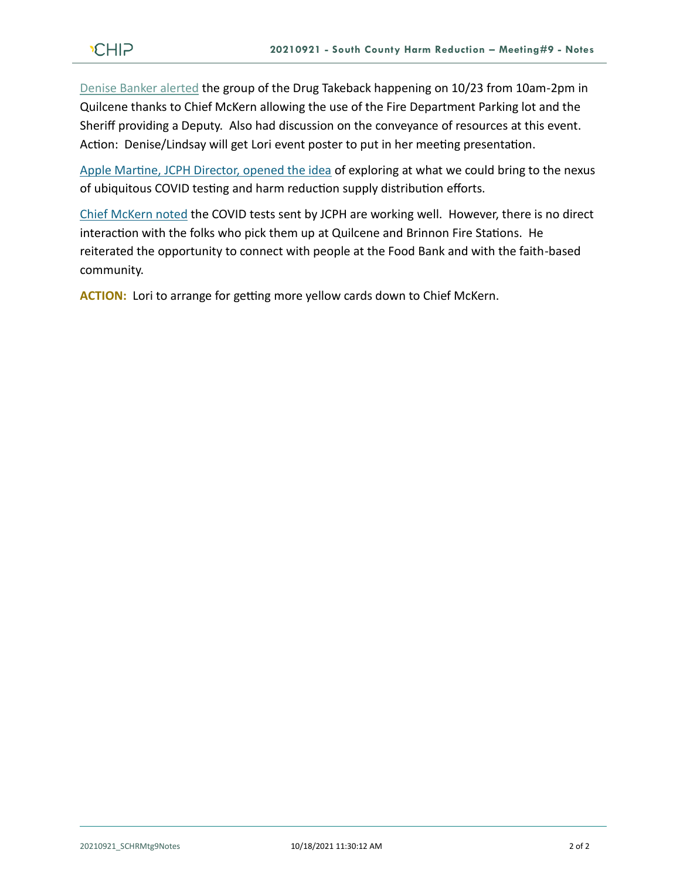Denise Banker alerted the group of the Drug Takeback happening on 10/23 from 10am-2pm in Quilcene thanks to Chief McKern allowing the use of the Fire Department Parking lot and the Sheriff providing a Deputy.  Also had discussion on the conveyance of resources at this event. Action:  Denise/Lindsay will get Lori event poster to put in her meeting presentation.

Apple Martine, JCPH Director, opened the idea of exploring at what we could bring to the nexus of ubiquitous COVID testing and harm reduction supply distribution efforts.

Chief McKern noted the COVID tests sent by JCPH are working well.  However, there is no direct interaction with the folks who pick them up at Quilcene and Brinnon Fire Stations.  He reiterated the opportunity to connect with people at the Food Bank and with the faith-based community.

**ACTION:** Lori to arrange for getting more yellow cards down to Chief McKern.